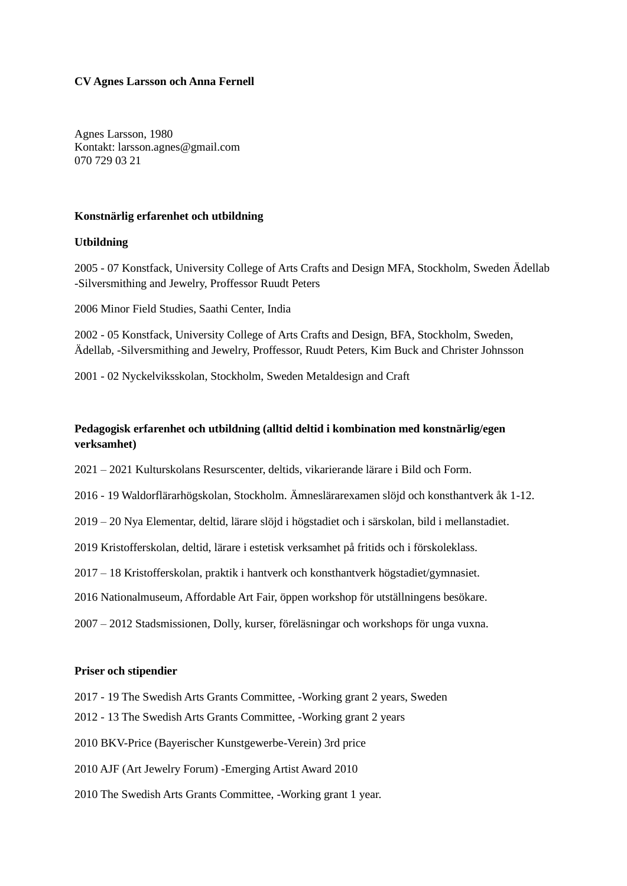**CV Agnes Larsson och Anna Fernell**

Agnes Larsson, 1980
Kontakt: larsson.agnes@gmail.com
070 729 03 21

**Konstnärlig erfarenhet och utbildning**

**Utbildning**

2005 - 07 Konstfack, University College of Arts Crafts and Design MFA, Stockholm, Sweden Ädellab -Silversmithing and Jewelry, Proffessor Ruudt Peters

2006 Minor Field Studies, Saathi Center, India

2002 - 05 Konstfack, University College of Arts Crafts and Design, BFA, Stockholm, Sweden, Ädellab, -Silversmithing and Jewelry, Proffessor, Ruudt Peters, Kim Buck and Christer Johnsson

2001 - 02 Nyckelviksskolan, Stockholm, Sweden Metaldesign and Craft

**Pedagogisk erfarenhet och utbildning (alltid deltid i kombination med konstnärlig/egen verksamhet)**

2021 – 2021 Kulturskolans Resurscenter, deltids, vikarierande lärare i Bild och Form.

2016 - 19 Waldorflärarhögskolan, Stockholm. Ämneslärarexamen slöjd och konsthantverk åk 1-12.

2019 – 20 Nya Elementar, deltid, lärare slöjd i högstadiet och i särskolan, bild i mellanstadiet.

2019 Kristofferskolan, deltid, lärare i estetisk verksamhet på fritids och i förskoleklass.

2017 – 18 Kristofferskolan, praktik i hantverk och konsthantverk högstadiet/gymnasiet.

2016 Nationalmuseum, Affordable Art Fair, öppen workshop för utställningens besökare.

2007 – 2012 Stadsmissionen, Dolly, kurser, föreläsningar och workshops för unga vuxna.

**Priser och stipendier**

2017 - 19 The Swedish Arts Grants Committee, -Working grant 2 years, Sweden
2012 - 13 The Swedish Arts Grants Committee, -Working grant 2 years

2010 BKV-Price (Bayerischer Kunstgewerbe-Verein) 3rd price

2010 AJF (Art Jewelry Forum) -Emerging Artist Award 2010

2010 The Swedish Arts Grants Committee, -Working grant 1 year.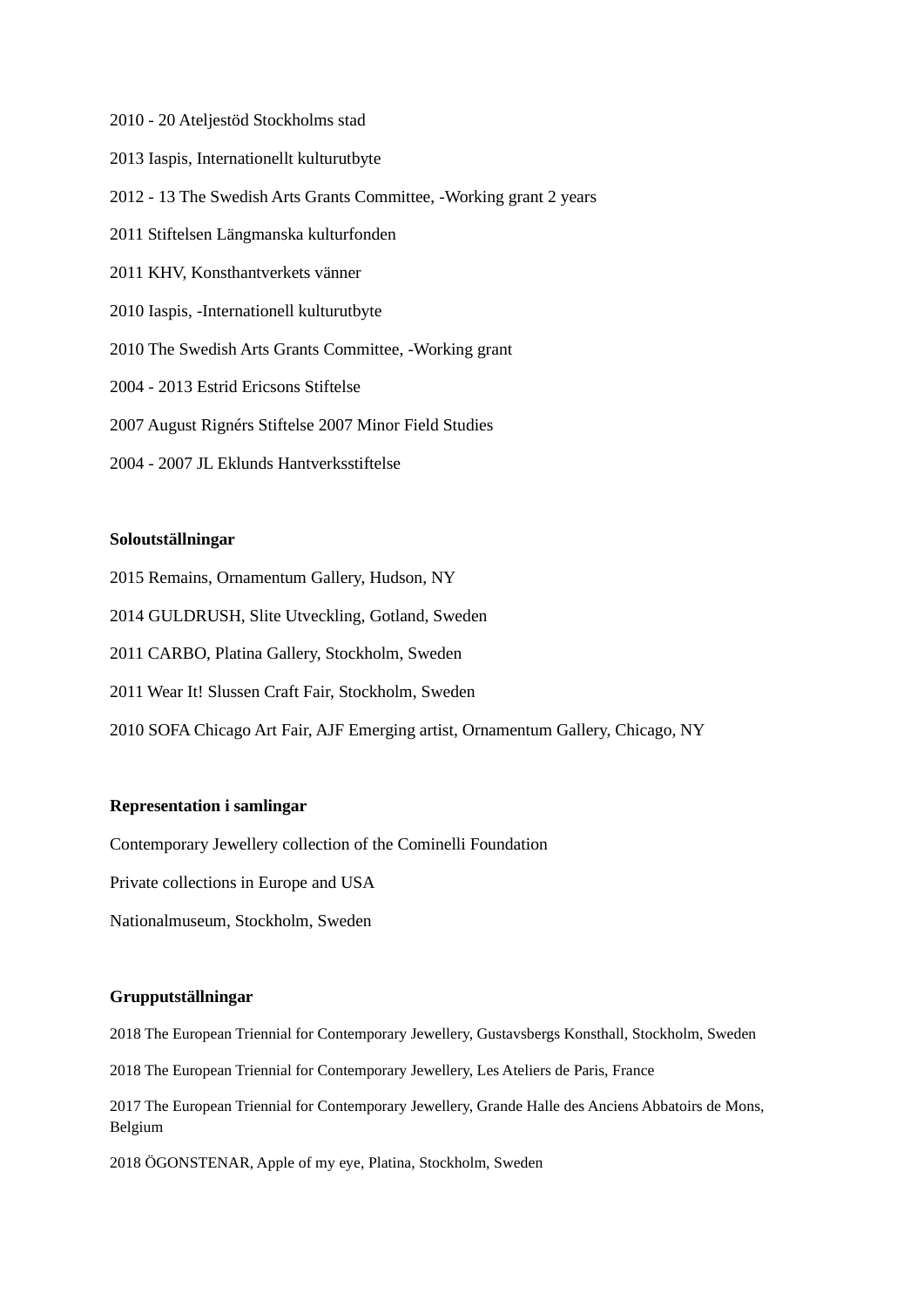2010 - 20 Ateljestöd Stockholms stad

2013 Iaspis, Internationellt kulturutbyte

2012 - 13 The Swedish Arts Grants Committee, -Working grant 2 years

2011 Stiftelsen Längmanska kulturfonden

2011 KHV, Konsthantverkets vänner

2010 Iaspis, -Internationell kulturutbyte

2010 The Swedish Arts Grants Committee, -Working grant

2004 - 2013 Estrid Ericsons Stiftelse

2007 August Rignérs Stiftelse 2007 Minor Field Studies

2004 - 2007 JL Eklunds Hantverksstiftelse

**Soloutställningar**

2015 Remains, Ornamentum Gallery, Hudson, NY

2014 GULDRUSH, Slite Utveckling, Gotland, Sweden

2011 CARBO, Platina Gallery, Stockholm, Sweden

2011 Wear It! Slussen Craft Fair, Stockholm, Sweden

2010 SOFA Chicago Art Fair, AJF Emerging artist, Ornamentum Gallery, Chicago, NY

**Representation i samlingar**

Contemporary Jewellery collection of the Cominelli Foundation

Private collections in Europe and USA

Nationalmuseum, Stockholm, Sweden

**Grupputställningar**

2018 The European Triennial for Contemporary Jewellery, Gustavsbergs Konsthall, Stockholm, Sweden

2018 The European Triennial for Contemporary Jewellery, Les Ateliers de Paris, France

2017 The European Triennial for Contemporary Jewellery, Grande Halle des Anciens Abbatoirs de Mons, Belgium

2018 ÖGONSTENAR, Apple of my eye, Platina, Stockholm, Sweden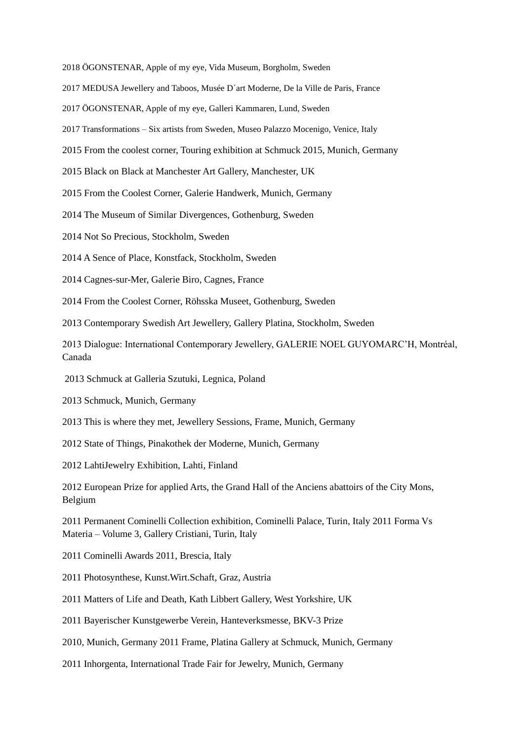2018 ÖGONSTENAR, Apple of my eye, Vida Museum, Borgholm, Sweden

2017 MEDUSA Jewellery and Taboos, Musée D´art Moderne, De la Ville de Paris, France

2017 ÖGONSTENAR, Apple of my eye, Galleri Kammaren, Lund, Sweden

2017 Transformations – Six artists from Sweden, Museo Palazzo Mocenigo, Venice, Italy

2015 From the coolest corner, Touring exhibition at Schmuck 2015, Munich, Germany

2015 Black on Black at Manchester Art Gallery, Manchester, UK

2015 From the Coolest Corner, Galerie Handwerk, Munich, Germany

2014 The Museum of Similar Divergences, Gothenburg, Sweden

2014 Not So Precious, Stockholm, Sweden

2014 A Sence of Place, Konstfack, Stockholm, Sweden

2014 Cagnes-sur-Mer, Galerie Biro, Cagnes, France

2014 From the Coolest Corner, Röhsska Museet, Gothenburg, Sweden

2013 Contemporary Swedish Art Jewellery, Gallery Platina, Stockholm, Sweden

2013 Dialogue: International Contemporary Jewellery, GALERIE NOEL GUYOMARC'H, Montréal, Canada

2013 Schmuck at Galleria Szutuki, Legnica, Poland

2013 Schmuck, Munich, Germany

2013 This is where they met, Jewellery Sessions, Frame, Munich, Germany

2012 State of Things, Pinakothek der Moderne, Munich, Germany

2012 LahtiJewelry Exhibition, Lahti, Finland

2012 European Prize for applied Arts, the Grand Hall of the Anciens abattoirs of the City Mons, Belgium

2011 Permanent Cominelli Collection exhibition, Cominelli Palace, Turin, Italy 2011 Forma Vs Materia – Volume 3, Gallery Cristiani, Turin, Italy

2011 Cominelli Awards 2011, Brescia, Italy

2011 Photosynthese, Kunst.Wirt.Schaft, Graz, Austria

2011 Matters of Life and Death, Kath Libbert Gallery, West Yorkshire, UK

2011 Bayerischer Kunstgewerbe Verein, Hanteverksmesse, BKV-3 Prize

2010, Munich, Germany 2011 Frame, Platina Gallery at Schmuck, Munich, Germany

2011 Inhorgenta, International Trade Fair for Jewelry, Munich, Germany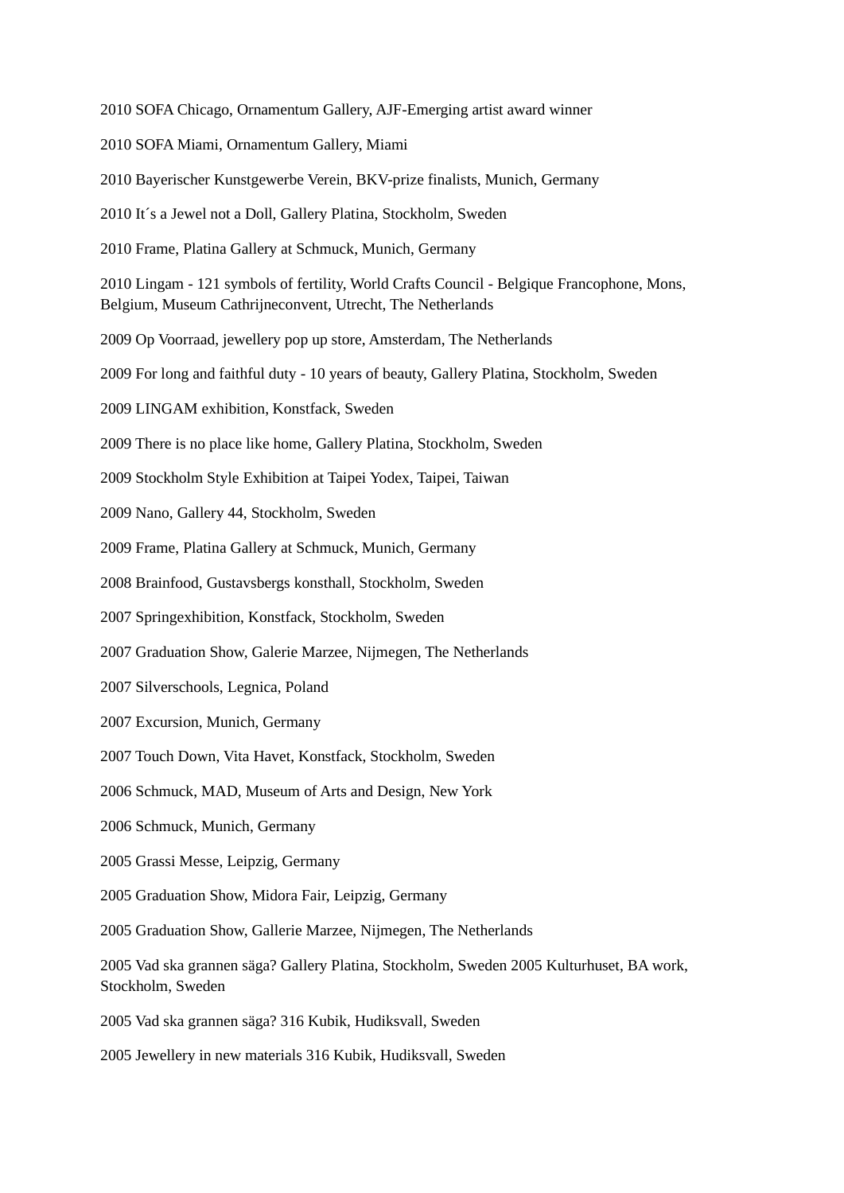2010 SOFA Chicago, Ornamentum Gallery, AJF-Emerging artist award winner

2010 SOFA Miami, Ornamentum Gallery, Miami

2010 Bayerischer Kunstgewerbe Verein, BKV-prize finalists, Munich, Germany

2010 It´s a Jewel not a Doll, Gallery Platina, Stockholm, Sweden

2010 Frame, Platina Gallery at Schmuck, Munich, Germany

2010 Lingam - 121 symbols of fertility, World Crafts Council - Belgique Francophone, Mons, Belgium, Museum Cathrijneconvent, Utrecht, The Netherlands

2009 Op Voorraad, jewellery pop up store, Amsterdam, The Netherlands

2009 For long and faithful duty - 10 years of beauty, Gallery Platina, Stockholm, Sweden

2009 LINGAM exhibition, Konstfack, Sweden

2009 There is no place like home, Gallery Platina, Stockholm, Sweden

2009 Stockholm Style Exhibition at Taipei Yodex, Taipei, Taiwan

2009 Nano, Gallery 44, Stockholm, Sweden

2009 Frame, Platina Gallery at Schmuck, Munich, Germany

2008 Brainfood, Gustavsbergs konsthall, Stockholm, Sweden

2007 Springexhibition, Konstfack, Stockholm, Sweden

2007 Graduation Show, Galerie Marzee, Nijmegen, The Netherlands

2007 Silverschools, Legnica, Poland

2007 Excursion, Munich, Germany

2007 Touch Down, Vita Havet, Konstfack, Stockholm, Sweden

2006 Schmuck, MAD, Museum of Arts and Design, New York

2006 Schmuck, Munich, Germany

2005 Grassi Messe, Leipzig, Germany

2005 Graduation Show, Midora Fair, Leipzig, Germany

2005 Graduation Show, Gallerie Marzee, Nijmegen, The Netherlands

2005 Vad ska grannen säga? Gallery Platina, Stockholm, Sweden 2005 Kulturhuset, BA work, Stockholm, Sweden

2005 Vad ska grannen säga? 316 Kubik, Hudiksvall, Sweden

2005 Jewellery in new materials 316 Kubik, Hudiksvall, Sweden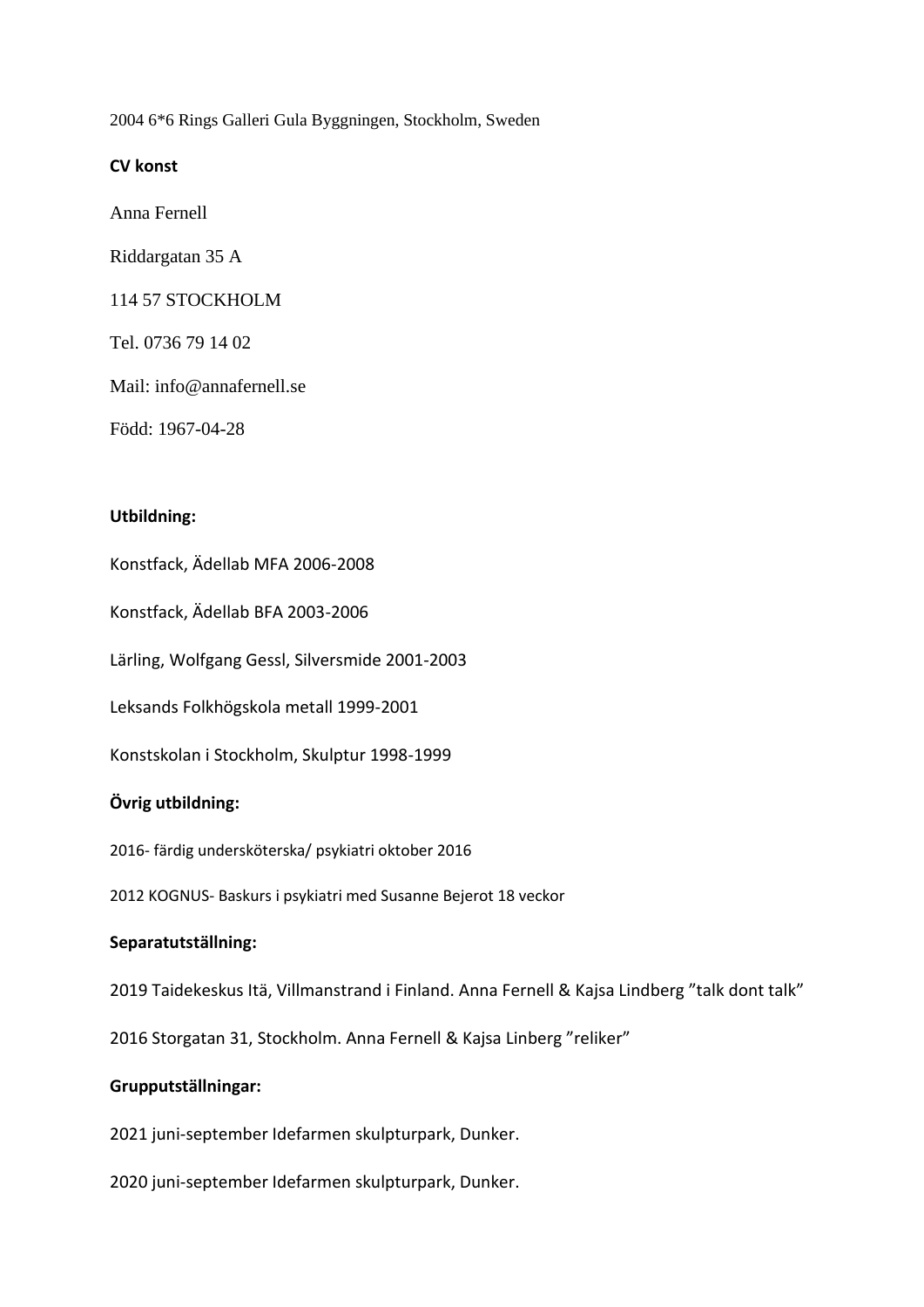2004 6*6 Rings Galleri Gula Byggningen, Stockholm, Sweden

**CV konst**

Anna Fernell

Riddargatan 35 A

114 57 STOCKHOLM

Tel. 0736 79 14 02

Mail: info@annafernell.se

Född: 1967-04-28

**Utbildning:**

Konstfack, Ädellab MFA 2006-2008

Konstfack, Ädellab BFA 2003-2006

Lärling, Wolfgang Gessl, Silversmide 2001-2003

Leksands Folkhögskola metall 1999-2001

Konstskolan i Stockholm, Skulptur 1998-1999

**Övrig utbildning:**

2016- färdig undersköterska/ psykiatri oktober 2016

2012 KOGNUS- Baskurs i psykiatri med Susanne Bejerot 18 veckor

**Separatutställning:**

2019 Taidekeskus Itä, Villmanstrand i Finland. Anna Fernell & Kajsa Lindberg ”talk dont talk”

2016 Storgatan 31, Stockholm. Anna Fernell & Kajsa Linberg ”reliker”

**Grupputställningar:**

2021 juni-september Idefarmen skulpturpark, Dunker.

2020 juni-september Idefarmen skulpturpark, Dunker.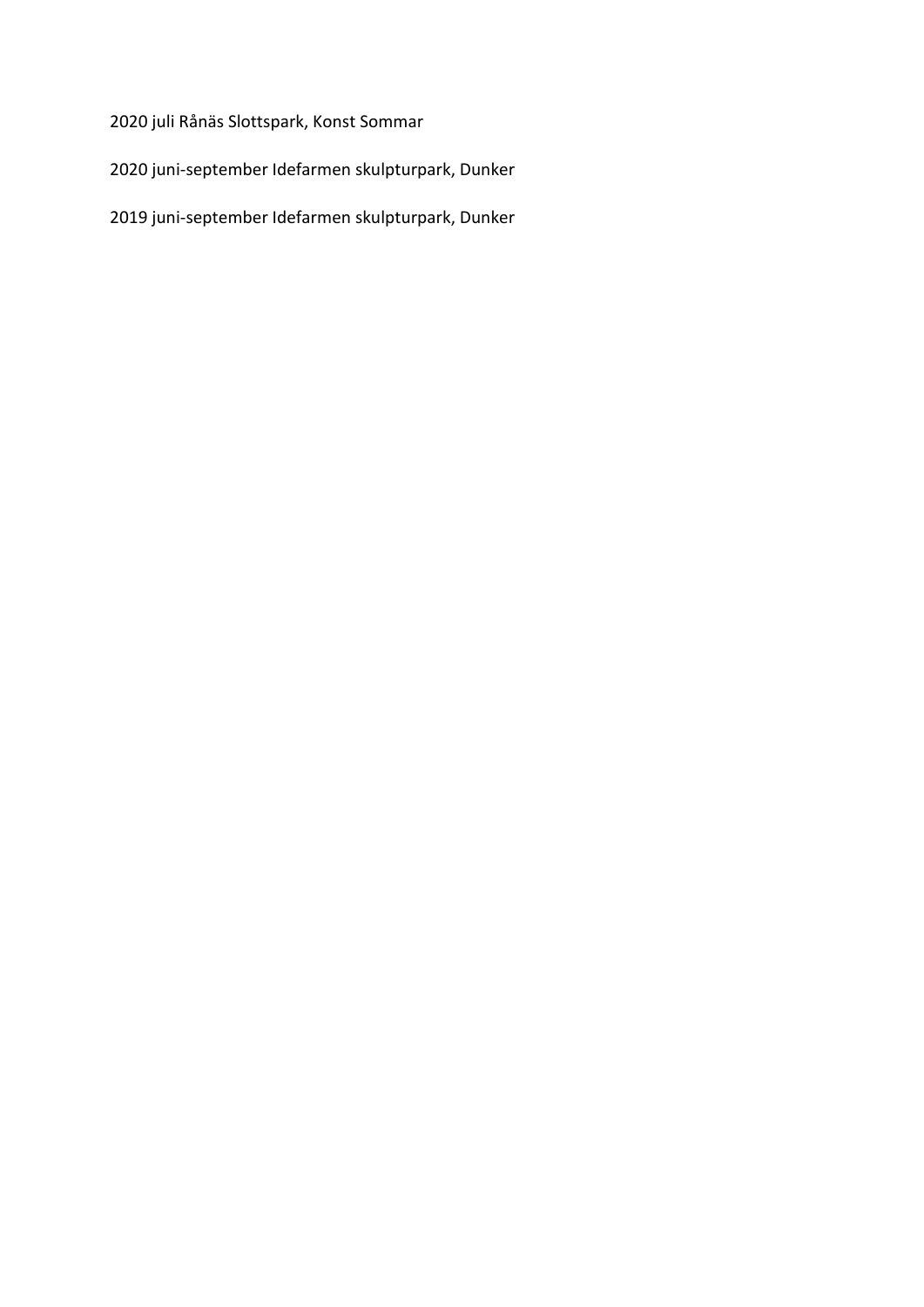2020 juli Rånäs Slottspark, Konst Sommar

2020 juni-september Idefarmen skulpturpark, Dunker

2019 juni-september Idefarmen skulpturpark, Dunker